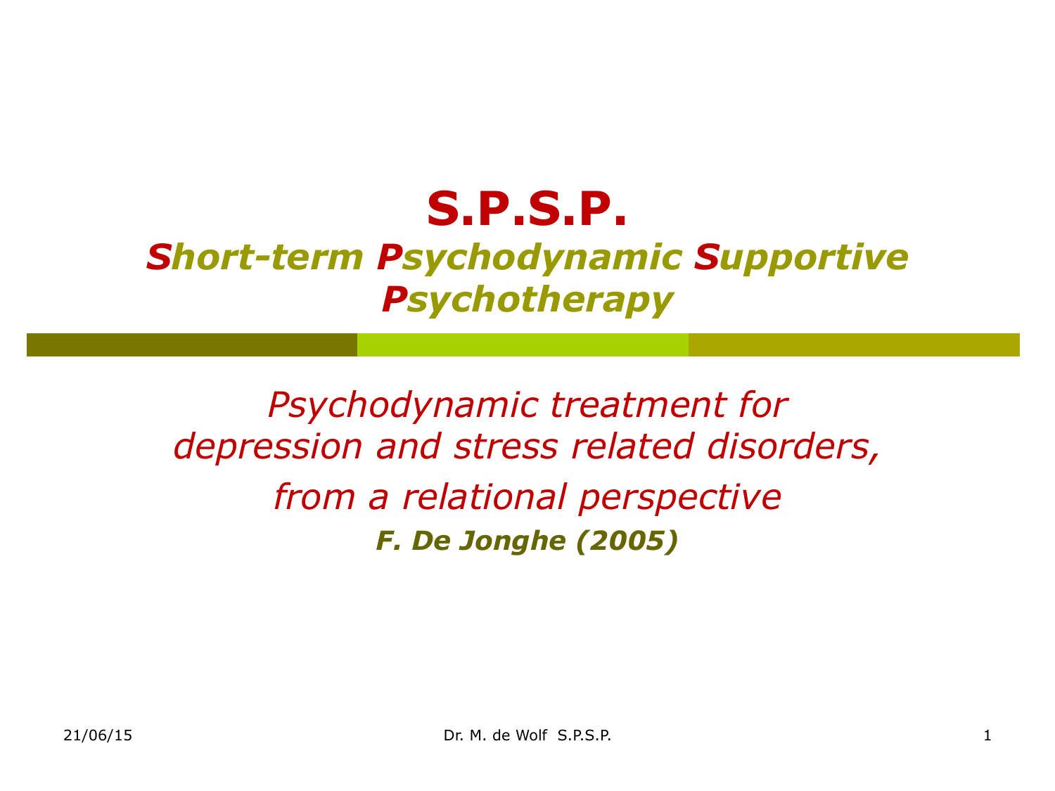# S.P.S.P.

## *Short-term Psychodynamic Supportive Psychotherapy*

*Psychodynamic treatment for depression and stress related disorders, from a relational perspective*

***F. De Jonghe (2005)***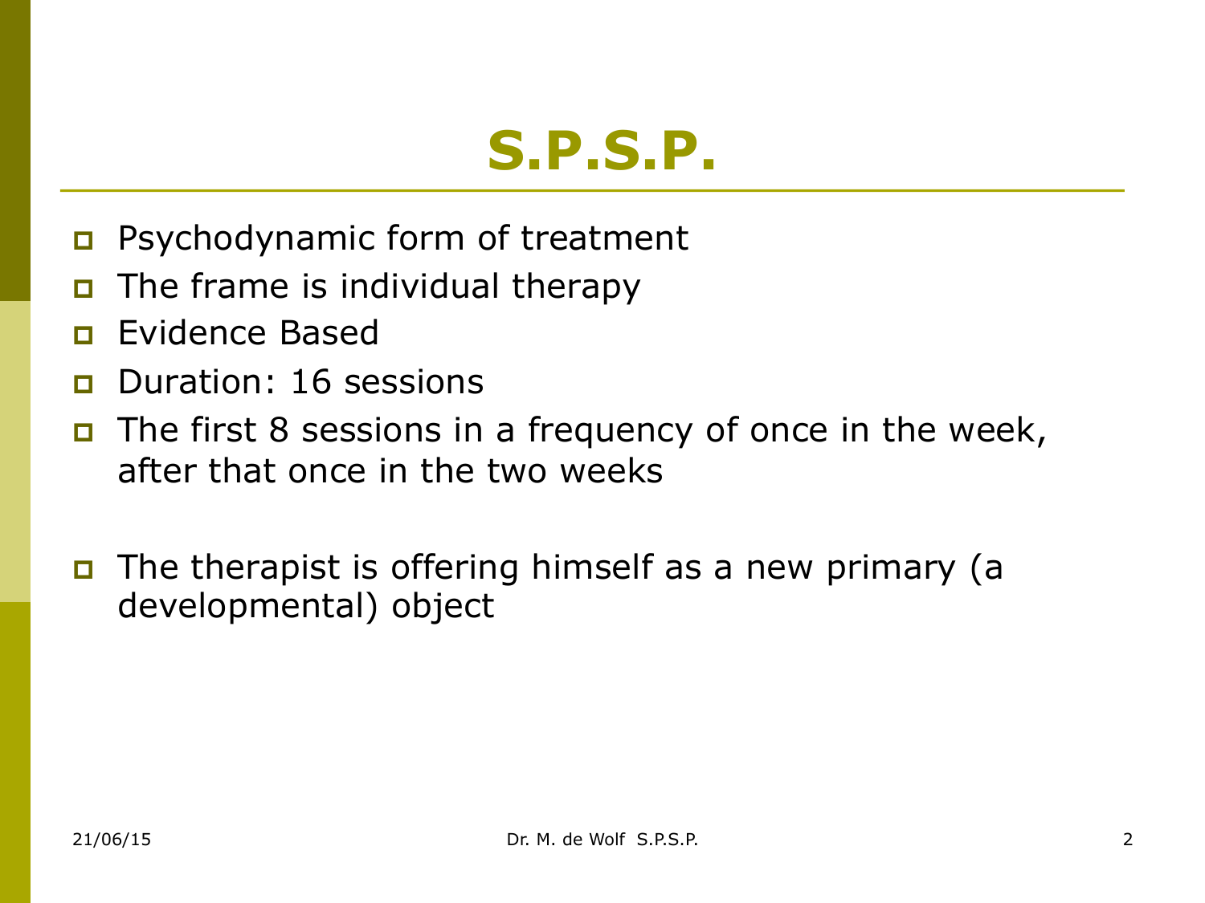# S.P.S.P.

- Psychodynamic form of treatment
- The frame is individual therapy
- Evidence Based
- Duration: 16 sessions
- The first 8 sessions in a frequency of once in the week, after that once in the two weeks

- The therapist is offering himself as a new primary (a developmental) object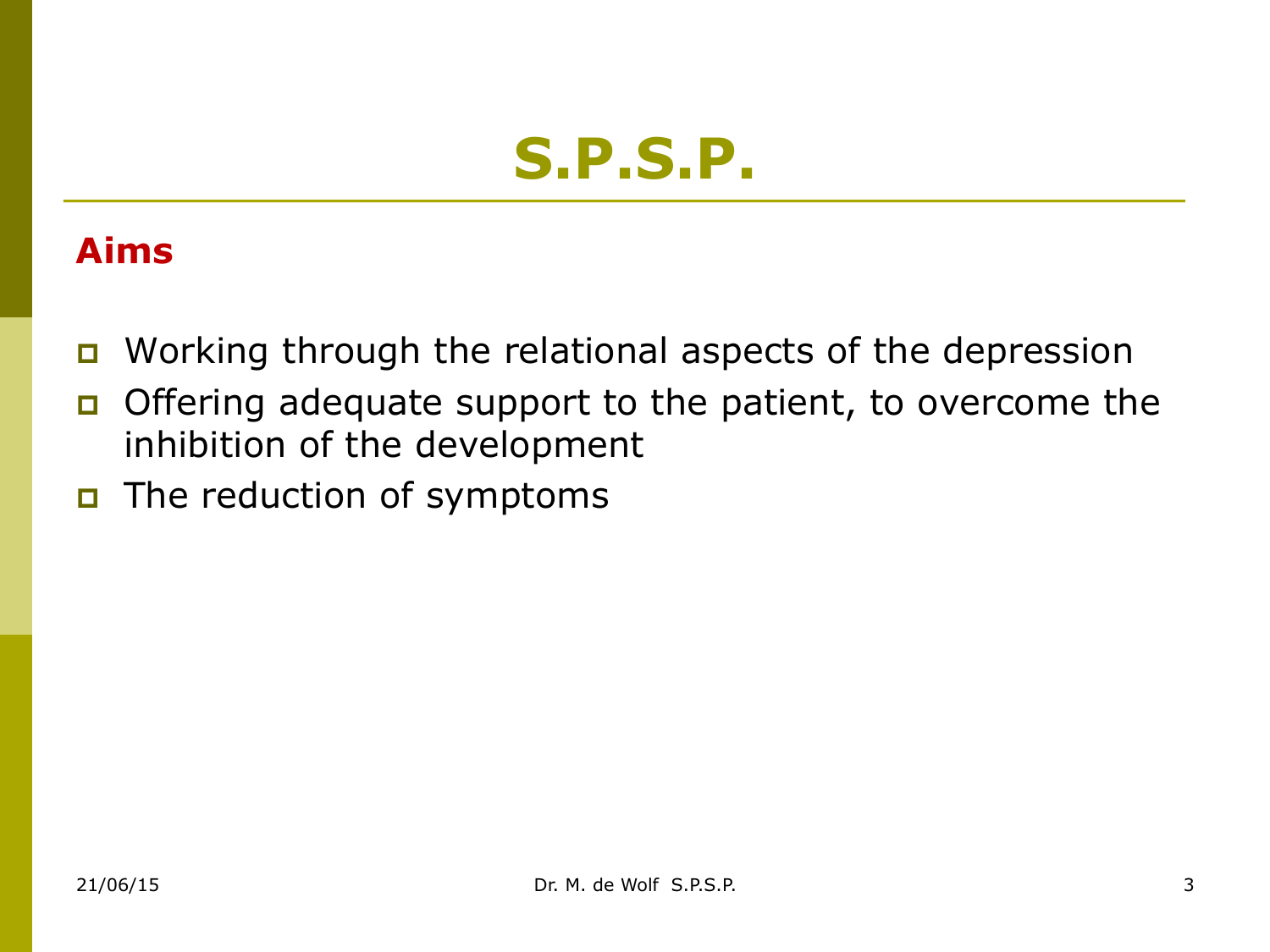# S.P.S.P.

**Aims**

- Working through the relational aspects of the depression
- Offering adequate support to the patient, to overcome the inhibition of the development
- The reduction of symptoms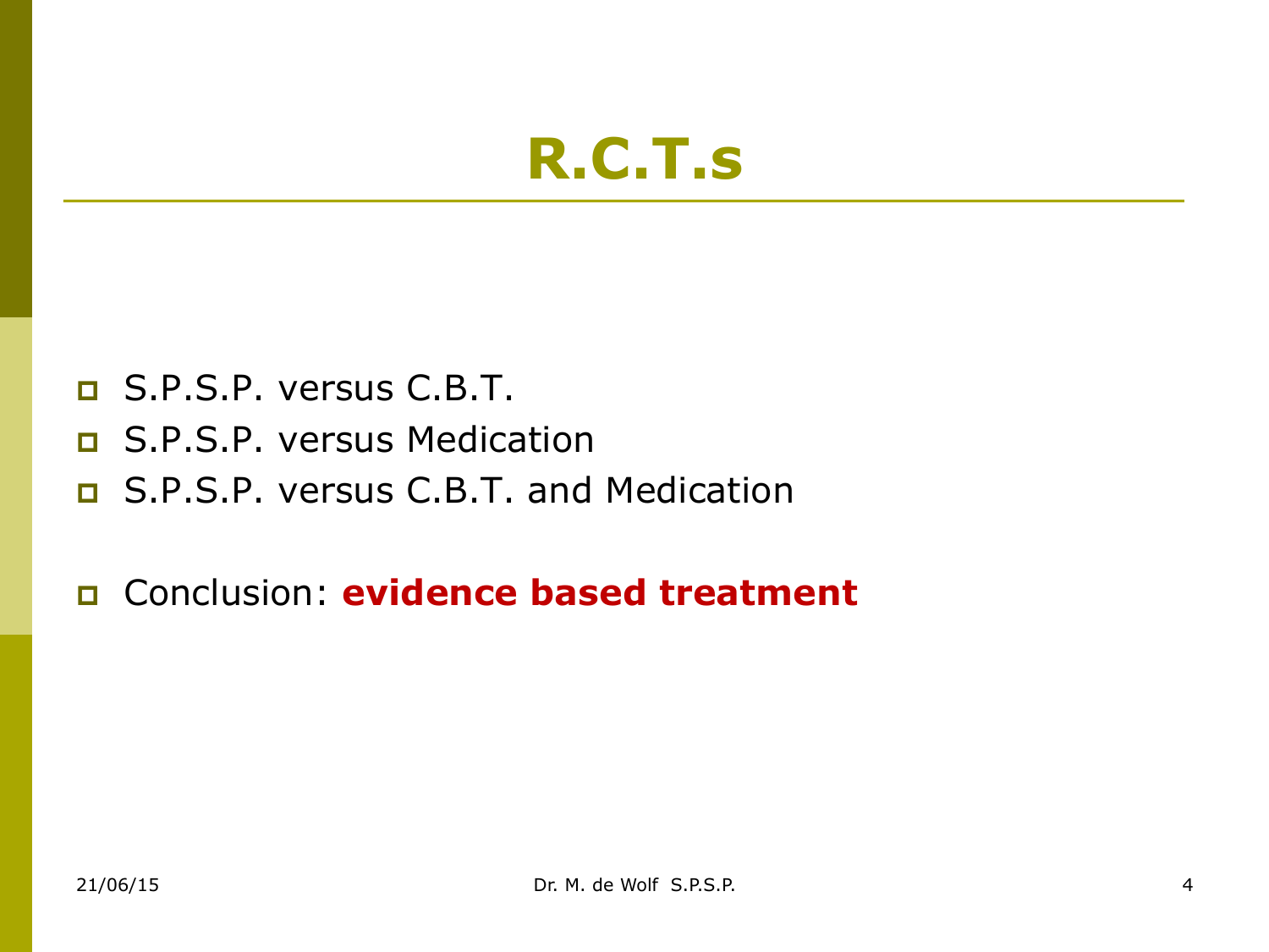# R.C.T.s

- S.P.S.P. versus C.B.T.
- S.P.S.P. versus Medication
- S.P.S.P. versus C.B.T. and Medication

- Conclusion: **evidence based treatment**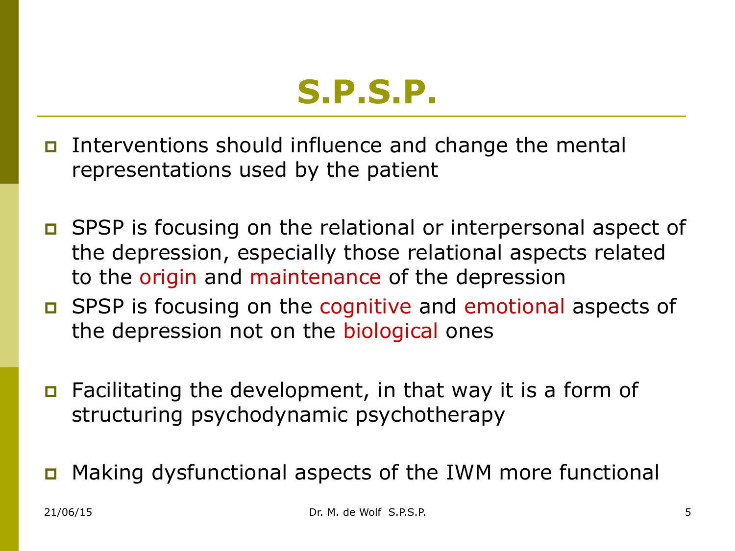# S.P.S.P.

- Interventions should influence and change the mental representations used by the patient

- SPSP is focusing on the relational or interpersonal aspect of the depression, especially those relational aspects related to the origin and maintenance of the depression
- SPSP is focusing on the cognitive and emotional aspects of the depression not on the biological ones

- Facilitating the development, in that way it is a form of structuring psychodynamic psychotherapy

- Making dysfunctional aspects of the IWM more functional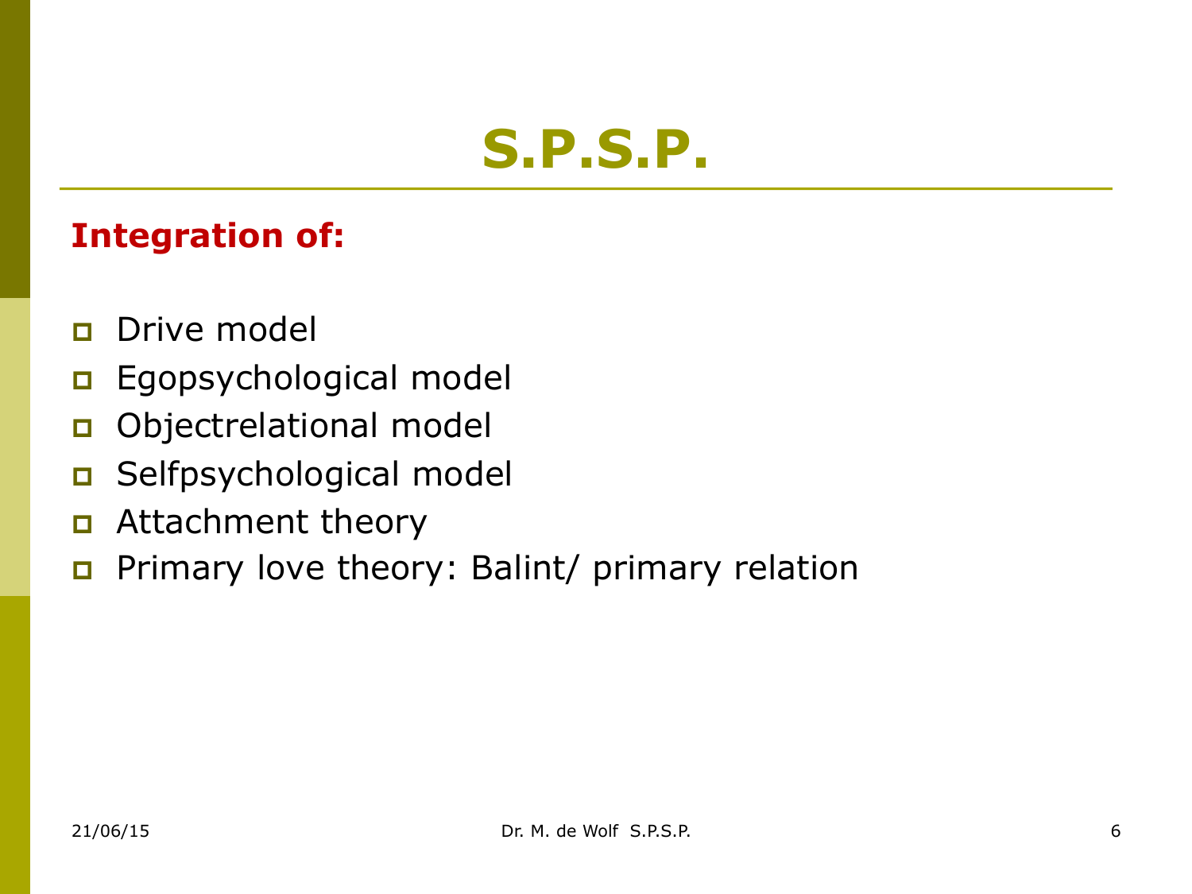# S.P.S.P.

**Integration of:**

- Drive model
- Egopsychological model
- Objectrelational model
- Selfpsychological model
- Attachment theory
- Primary love theory: Balint/ primary relation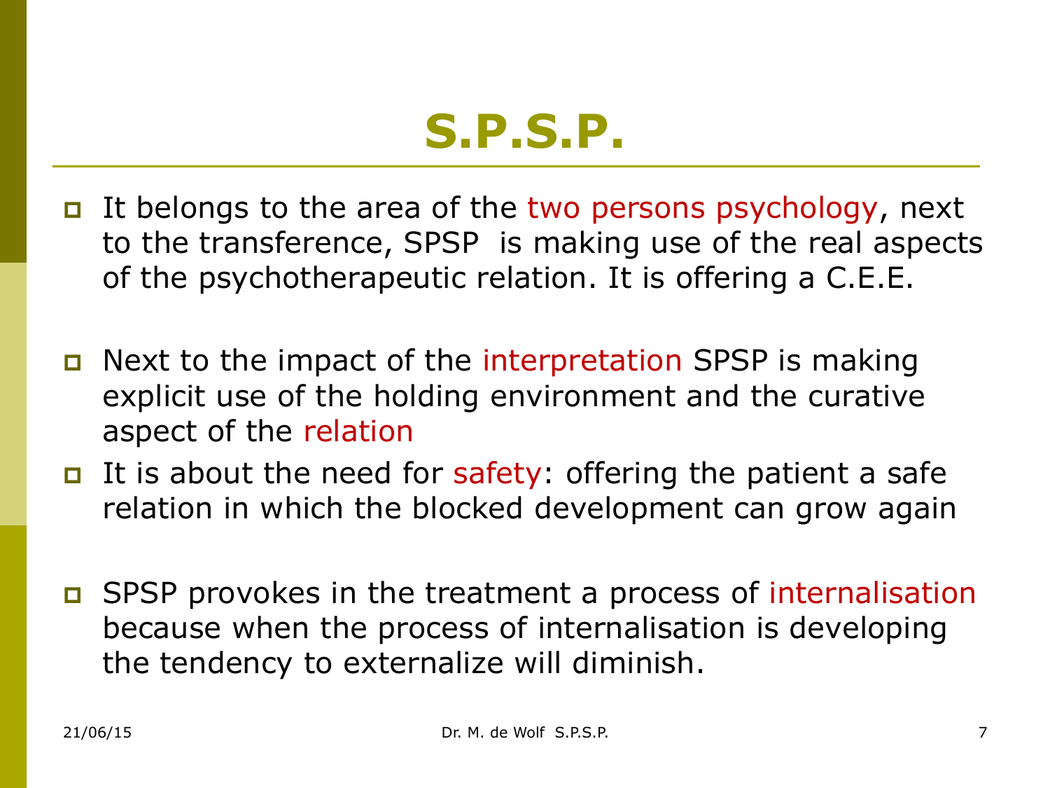# S.P.S.P.

- It belongs to the area of the two persons psychology, next to the transference, SPSP is making use of the real aspects of the psychotherapeutic relation. It is offering a C.E.E.
- Next to the impact of the interpretation SPSP is making explicit use of the holding environment and the curative aspect of the relation
- It is about the need for safety: offering the patient a safe relation in which the blocked development can grow again
- SPSP provokes in the treatment a process of internalisation because when the process of internalisation is developing the tendency to externalize will diminish.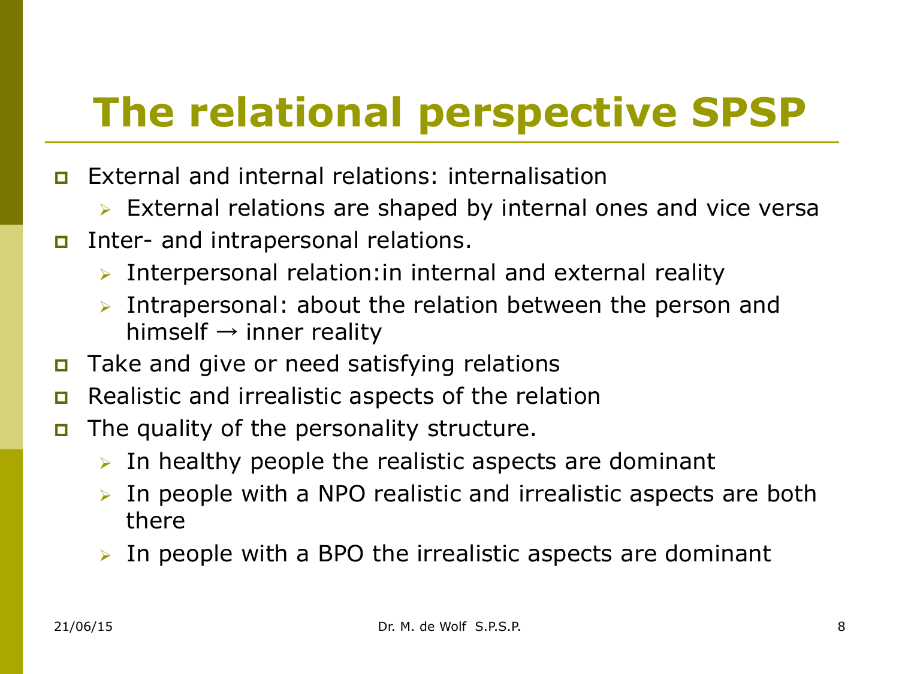# The relational perspective SPSP

- External and internal relations: internalisation
  - External relations are shaped by internal ones and vice versa
- Inter- and intrapersonal relations.
  - Interpersonal relation:in internal and external reality
  - Intrapersonal: about the relation between the person and himself → inner reality
- Take and give or need satisfying relations
- Realistic and irrealistic aspects of the relation
- The quality of the personality structure.
  - In healthy people the realistic aspects are dominant
  - In people with a NPO realistic and irrealistic aspects are both there
  - In people with a BPO the irrealistic aspects are dominant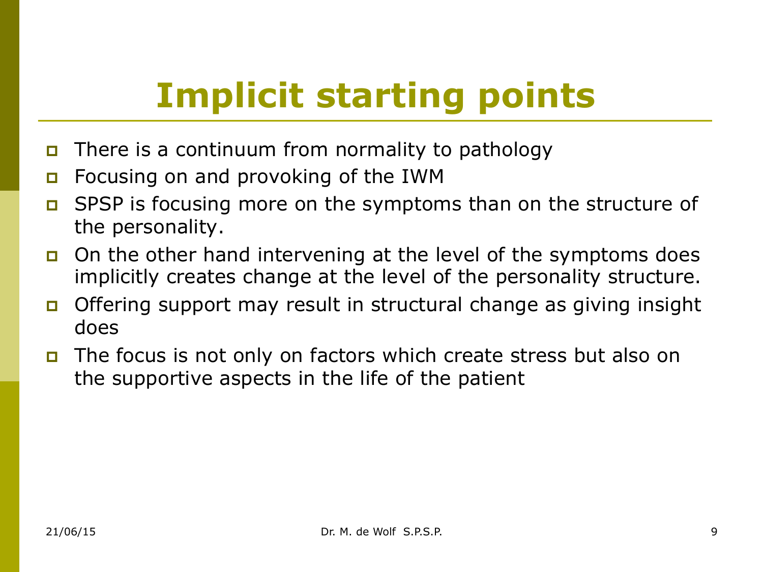# Implicit starting points

- There is a continuum from normality to pathology
- Focusing on and provoking of the IWM
- SPSP is focusing more on the symptoms than on the structure of the personality.
- On the other hand intervening at the level of the symptoms does implicitly creates change at the level of the personality structure.
- Offering support may result in structural change as giving insight does
- The focus is not only on factors which create stress but also on the supportive aspects in the life of the patient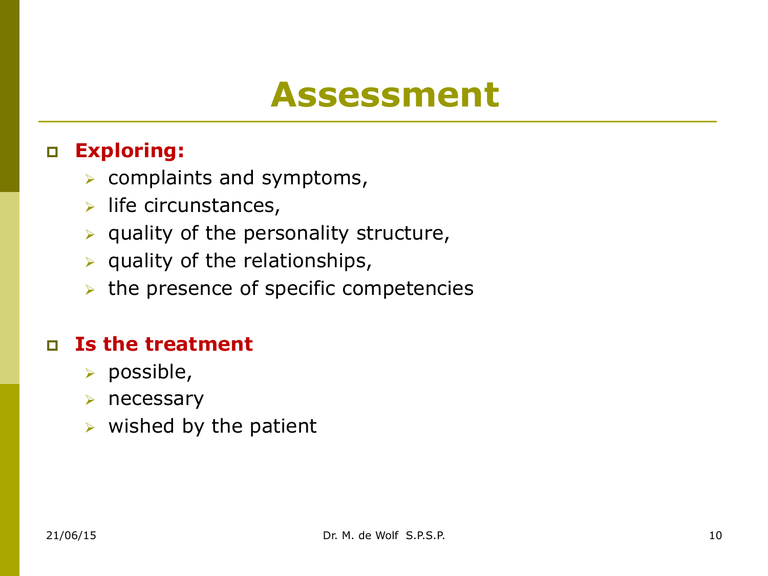# Assessment

- **Exploring:**
  - complaints and symptoms,
  - life circunstances,
  - quality of the personality structure,
  - quality of the relationships,
  - the presence of specific competencies

- **Is the treatment**
  - possible,
  - necessary
  - wished by the patient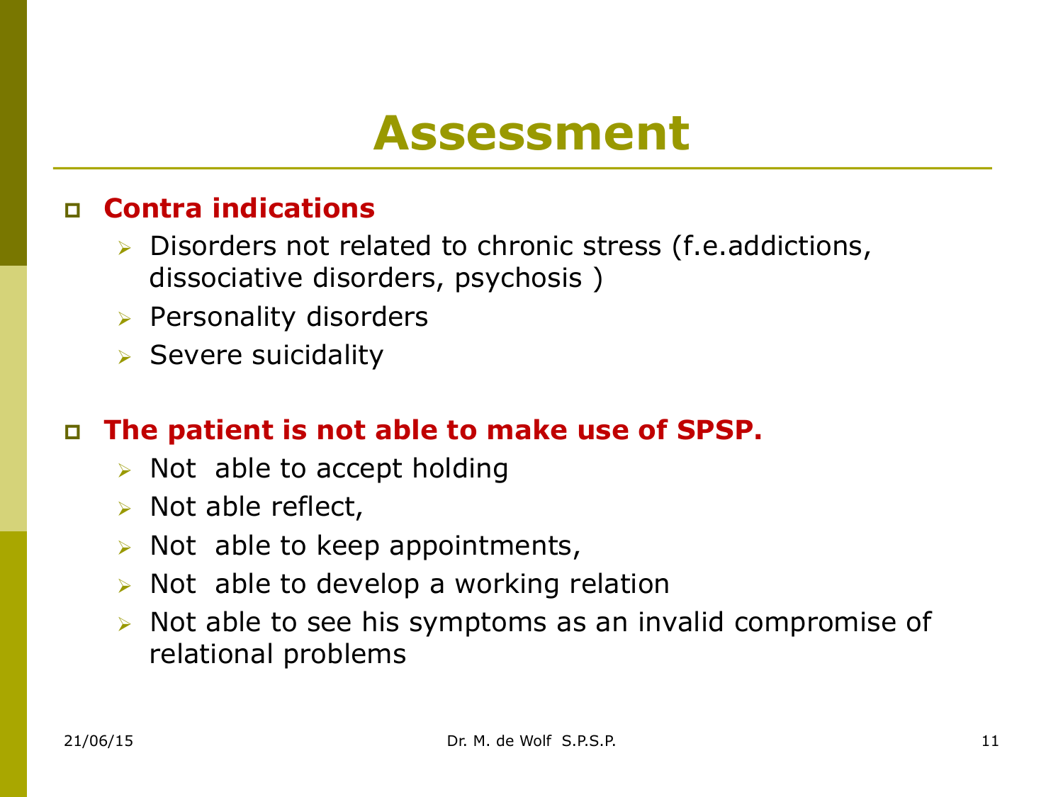# Assessment

- **Contra indications**
  - Disorders not related to chronic stress (f.e.addictions, dissociative disorders, psychosis )
  - Personality disorders
  - Severe suicidality

- **The patient is not able to make use of SPSP.**
  - Not able to accept holding
  - Not able reflect,
  - Not able to keep appointments,
  - Not able to develop a working relation
  - Not able to see his symptoms as an invalid compromise of relational problems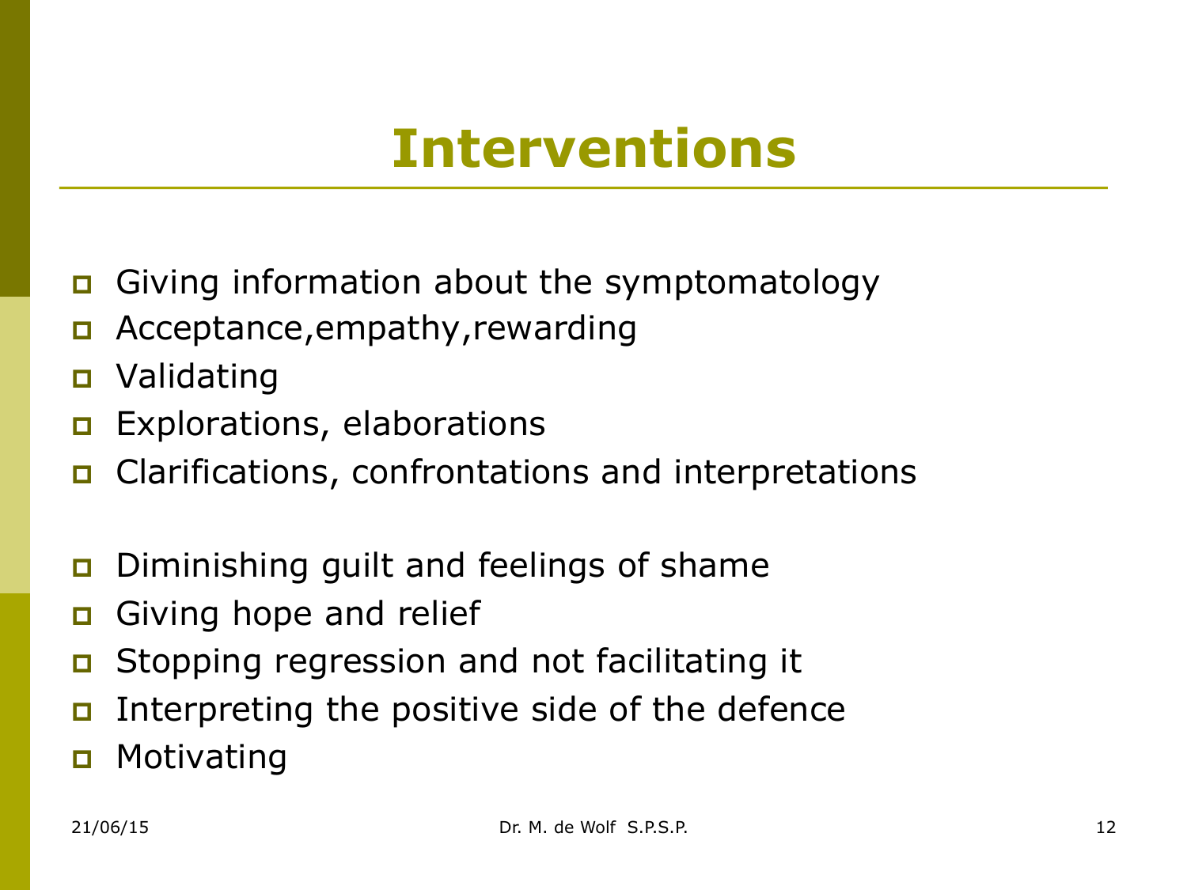# Interventions

- Giving information about the symptomatology
- Acceptance,empathy,rewarding
- Validating
- Explorations, elaborations
- Clarifications, confrontations and interpretations

- Diminishing guilt and feelings of shame
- Giving hope and relief
- Stopping regression and not facilitating it
- Interpreting the positive side of the defence
- Motivating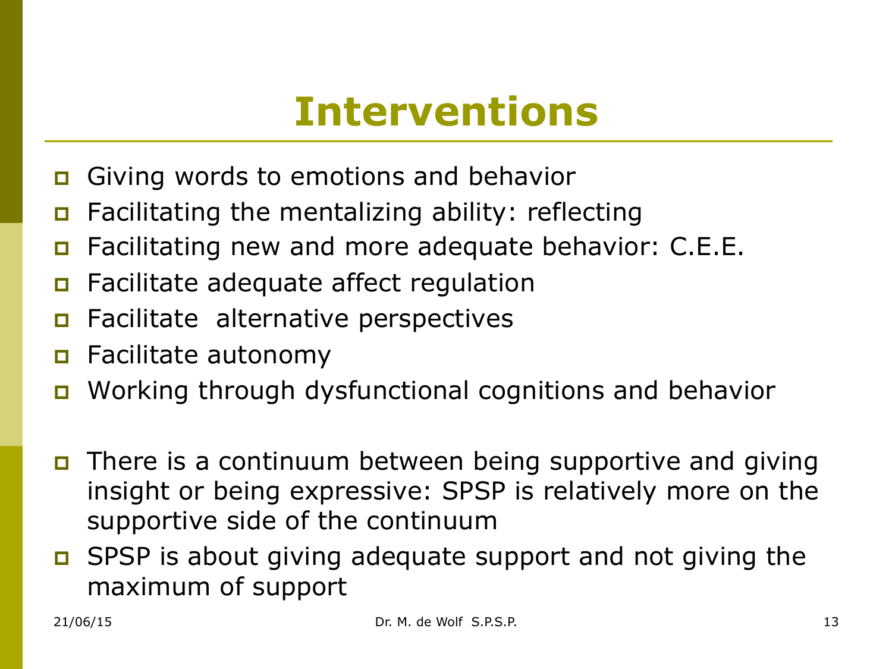# Interventions

- Giving words to emotions and behavior
- Facilitating the mentalizing ability: reflecting
- Facilitating new and more adequate behavior: C.E.E.
- Facilitate adequate affect regulation
- Facilitate  alternative perspectives
- Facilitate autonomy
- Working through dysfunctional cognitions and behavior

- There is a continuum between being supportive and giving insight or being expressive: SPSP is relatively more on the supportive side of the continuum
- SPSP is about giving adequate support and not giving the maximum of support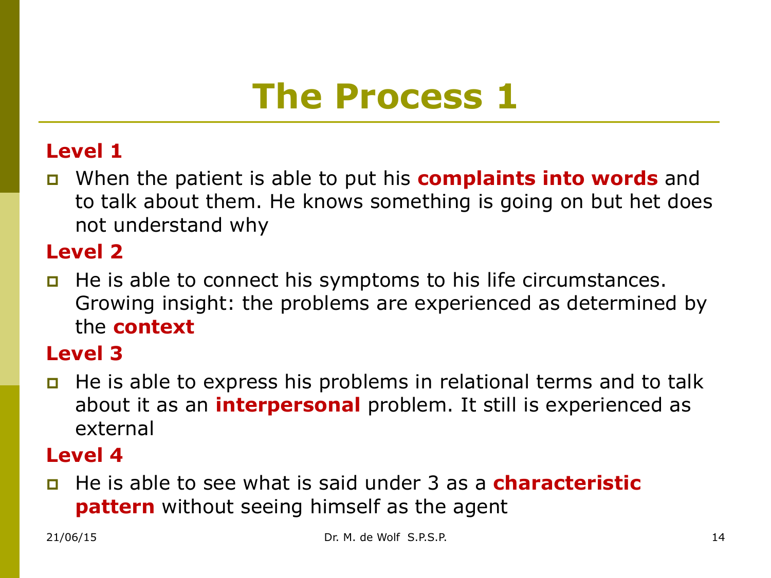# The Process 1

**Level 1**

- When the patient is able to put his **complaints into words** and to talk about them. He knows something is going on but het does not understand why

**Level 2**

- He is able to connect his symptoms to his life circumstances. Growing insight: the problems are experienced as determined by the **context**

**Level 3**

- He is able to express his problems in relational terms and to talk about it as an **interpersonal** problem. It still is experienced as external

**Level 4**

- He is able to see what is said under 3 as a **characteristic pattern** without seeing himself as the agent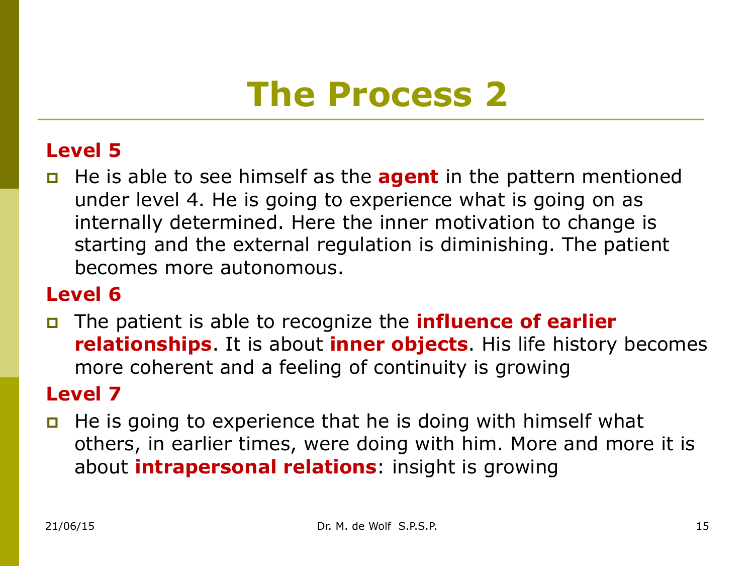# The Process 2

### Level 5

- He is able to see himself as the **agent** in the pattern mentioned under level 4. He is going to experience what is going on as internally determined. Here the inner motivation to change is starting and the external regulation is diminishing. The patient becomes more autonomous.

### Level 6

- The patient is able to recognize the **influence of earlier relationships**. It is about **inner objects**. His life history becomes more coherent and a feeling of continuity is growing

### Level 7

- He is going to experience that he is doing with himself what others, in earlier times, were doing with him. More and more it is about **intrapersonal relations**: insight is growing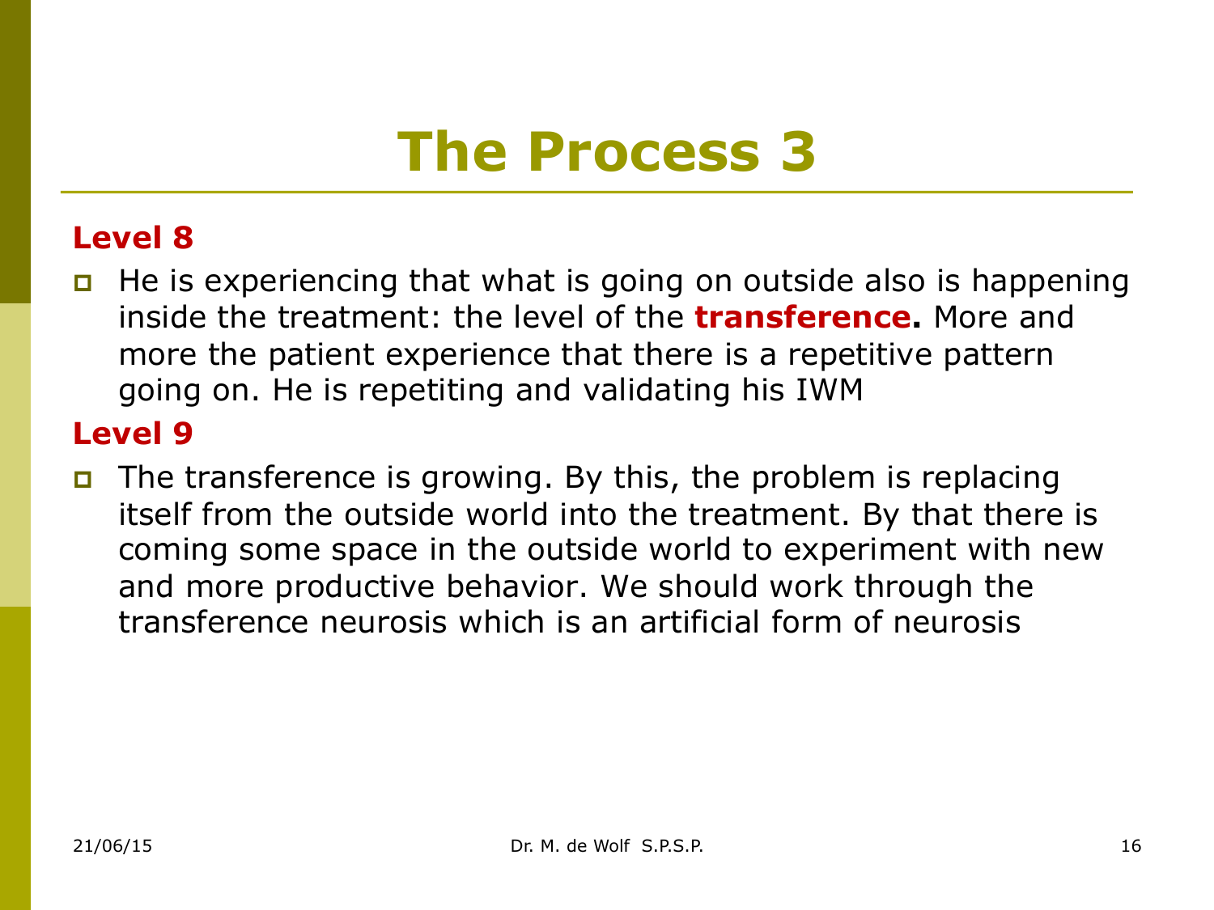# The Process 3

**Level 8**

- He is experiencing that what is going on outside also is happening inside the treatment: the level of the **transference.** More and more the patient experience that there is a repetitive pattern going on. He is repetiting and validating his IWM

**Level 9**

- The transference is growing. By this, the problem is replacing itself from the outside world into the treatment. By that there is coming some space in the outside world to experiment with new and more productive behavior. We should work through the transference neurosis which is an artificial form of neurosis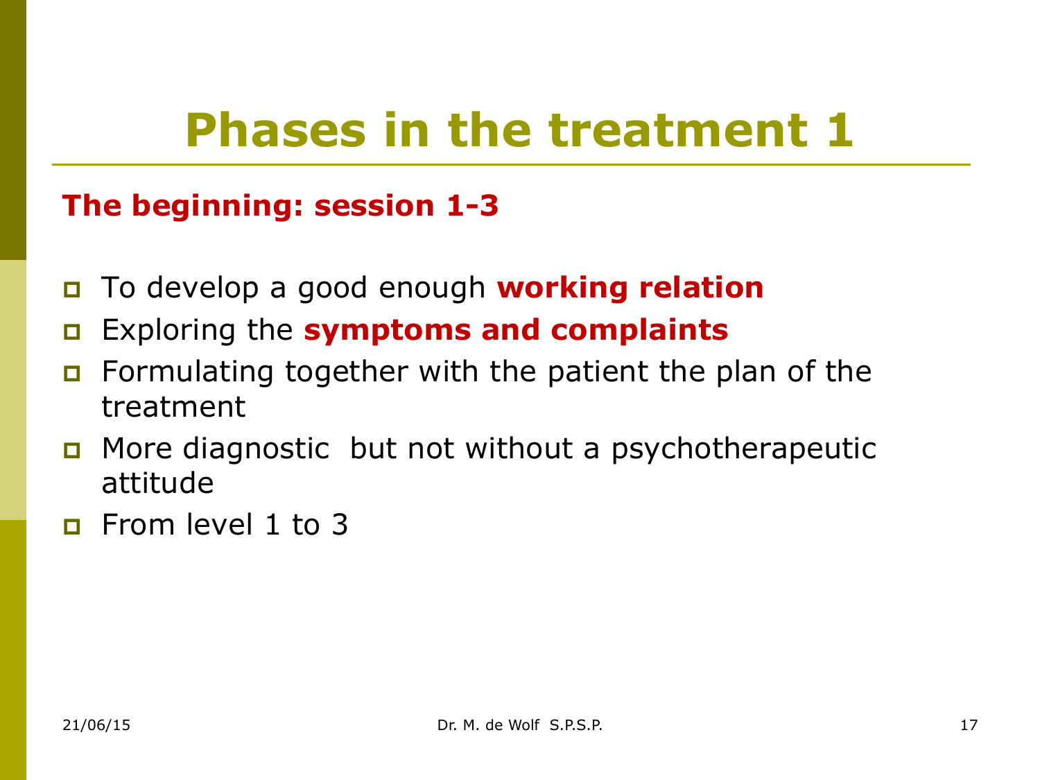# Phases in the treatment 1

**The beginning: session 1-3**

- To develop a good enough **working relation**
- Exploring the **symptoms and complaints**
- Formulating together with the patient the plan of the treatment
- More diagnostic but not without a psychotherapeutic attitude
- From level 1 to 3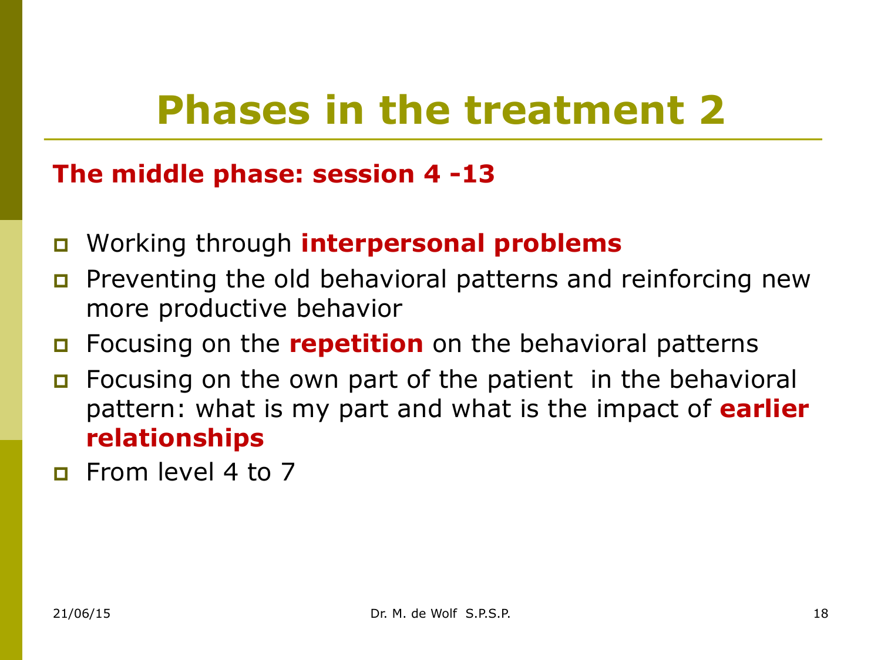# Phases in the treatment 2

**The middle phase: session 4 -13**

- Working through **interpersonal problems**
- Preventing the old behavioral patterns and reinforcing new more productive behavior
- Focusing on the **repetition** on the behavioral patterns
- Focusing on the own part of the patient in the behavioral pattern: what is my part and what is the impact of **earlier relationships**
- From level 4 to 7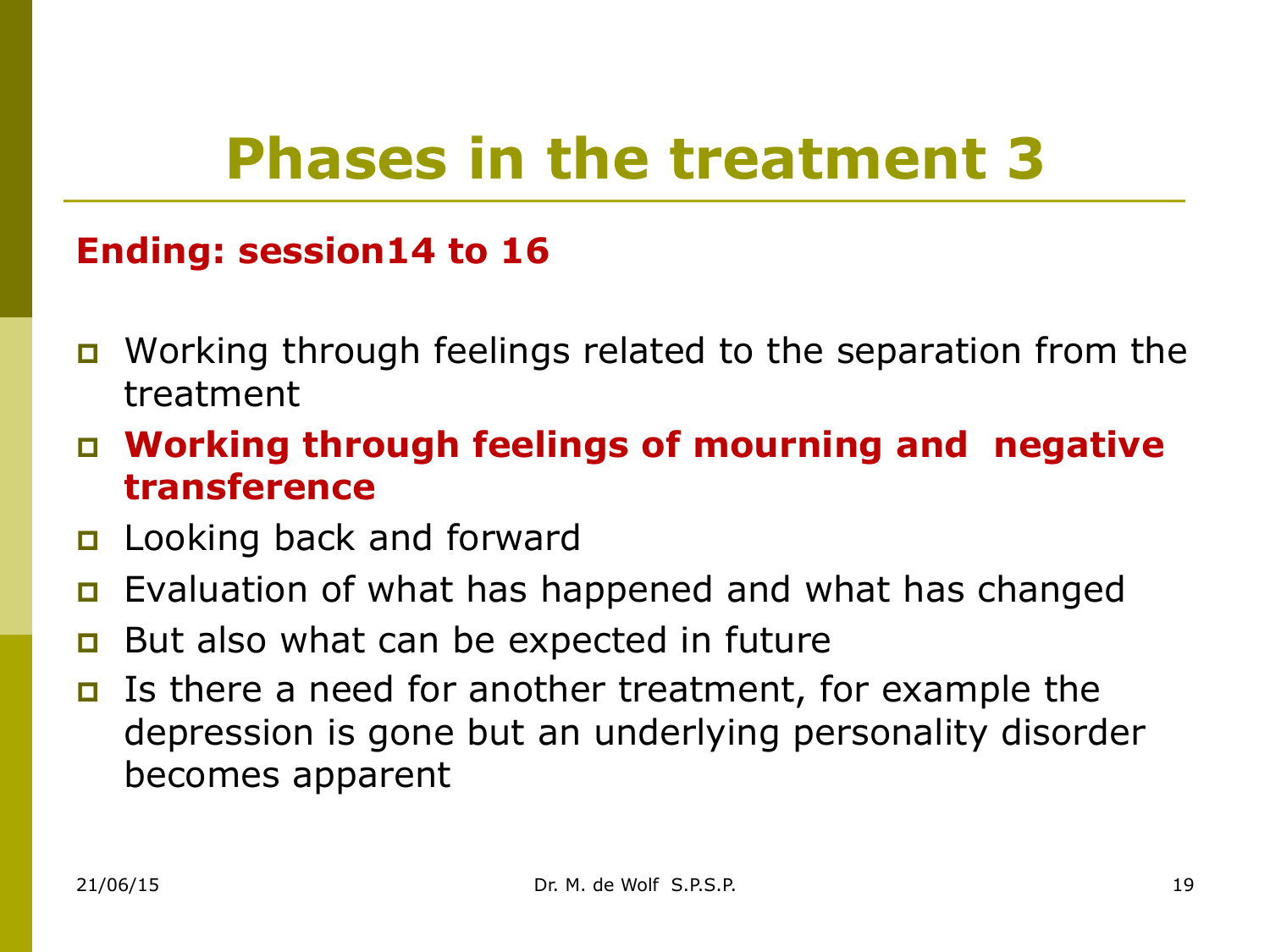# Phases in the treatment 3

**Ending: session14 to 16**

- Working through feelings related to the separation from the treatment
- **Working through feelings of mourning and negative transference**
- Looking back and forward
- Evaluation of what has happened and what has changed
- But also what can be expected in future
- Is there a need for another treatment, for example the depression is gone but an underlying personality disorder becomes apparent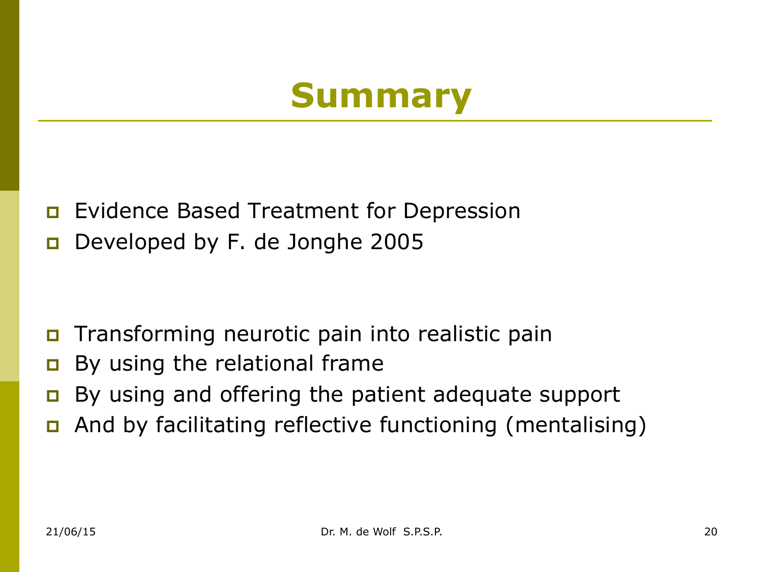# Summary

- Evidence Based Treatment for Depression
- Developed by F. de Jonghe 2005

- Transforming neurotic pain into realistic pain
- By using the relational frame
- By using and offering the patient adequate support
- And by facilitating reflective functioning (mentalising)